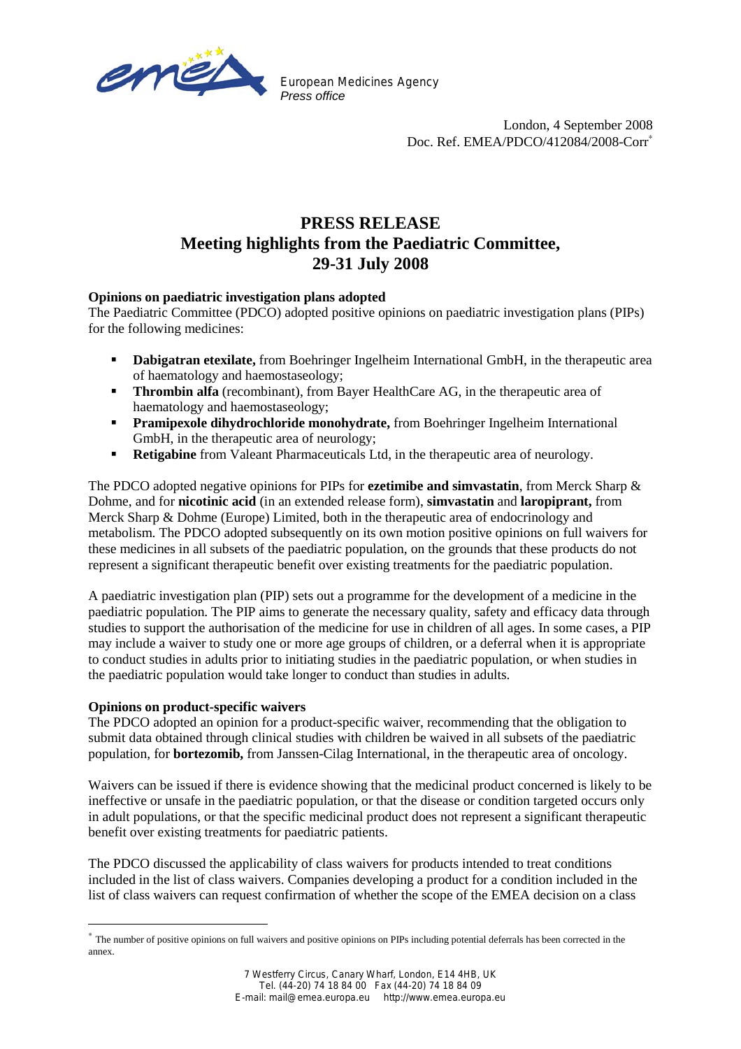European Medicines Agency
*Press office*

London, 4 September 2008
Doc. Ref. EMEA/PDCO/412084/2008-Corr[*]

# PRESS RELEASE
# Meeting highlights from the Paediatric Committee, 29-31 July 2008

**Opinions on paediatric investigation plans adopted**

The Paediatric Committee (PDCO) adopted positive opinions on paediatric investigation plans (PIPs) for the following medicines:

- **Dabigatran etexilate,** from Boehringer Ingelheim International GmbH, in the therapeutic area of haematology and haemostaseology;
- **Thrombin alfa** (recombinant), from Bayer HealthCare AG, in the therapeutic area of haematology and haemostaseology;
- **Pramipexole dihydrochloride monohydrate,** from Boehringer Ingelheim International GmbH, in the therapeutic area of neurology;
- **Retigabine** from Valeant Pharmaceuticals Ltd, in the therapeutic area of neurology.

The PDCO adopted negative opinions for PIPs for **ezetimibe and simvastatin**, from Merck Sharp & Dohme, and for **nicotinic acid** (in an extended release form), **simvastatin** and **laropiprant,** from Merck Sharp & Dohme (Europe) Limited, both in the therapeutic area of endocrinology and metabolism. The PDCO adopted subsequently on its own motion positive opinions on full waivers for these medicines in all subsets of the paediatric population, on the grounds that these products do not represent a significant therapeutic benefit over existing treatments for the paediatric population.

A paediatric investigation plan (PIP) sets out a programme for the development of a medicine in the paediatric population. The PIP aims to generate the necessary quality, safety and efficacy data through studies to support the authorisation of the medicine for use in children of all ages. In some cases, a PIP may include a waiver to study one or more age groups of children, or a deferral when it is appropriate to conduct studies in adults prior to initiating studies in the paediatric population, or when studies in the paediatric population would take longer to conduct than studies in adults.

**Opinions on product-specific waivers**

The PDCO adopted an opinion for a product-specific waiver, recommending that the obligation to submit data obtained through clinical studies with children be waived in all subsets of the paediatric population, for **bortezomib,** from Janssen-Cilag International, in the therapeutic area of oncology.

Waivers can be issued if there is evidence showing that the medicinal product concerned is likely to be ineffective or unsafe in the paediatric population, or that the disease or condition targeted occurs only in adult populations, or that the specific medicinal product does not represent a significant therapeutic benefit over existing treatments for paediatric patients.

The PDCO discussed the applicability of class waivers for products intended to treat conditions included in the list of class waivers. Companies developing a product for a condition included in the list of class waivers can request confirmation of whether the scope of the EMEA decision on a class

[*] The number of positive opinions on full waivers and positive opinions on PIPs including potential deferrals has been corrected in the annex.

7 Westferry Circus, Canary Wharf, London, E14 4HB, UK
Tel. (44-20) 74 18 84 00 Fax (44-20) 74 18 84 09
E-mail: mail@emea.europa.eu http://www.emea.europa.eu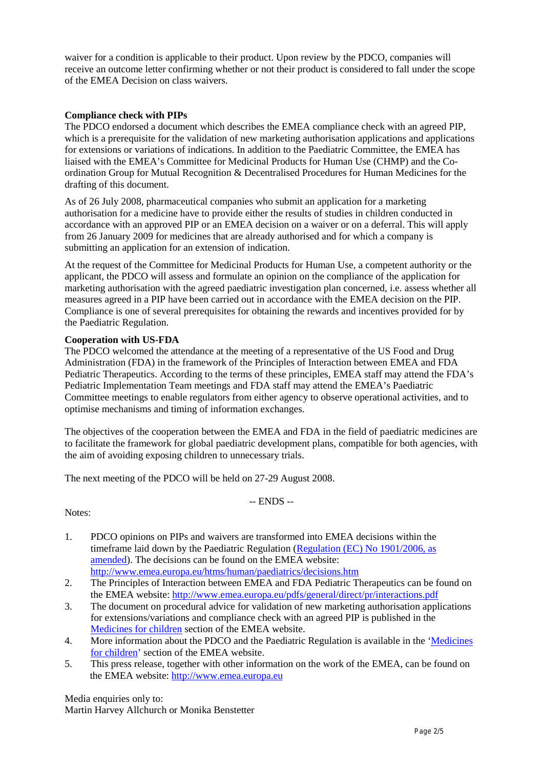waiver for a condition is applicable to their product. Upon review by the PDCO, companies will receive an outcome letter confirming whether or not their product is considered to fall under the scope of the EMEA Decision on class waivers.

**Compliance check with PIPs**

The PDCO endorsed a document which describes the EMEA compliance check with an agreed PIP, which is a prerequisite for the validation of new marketing authorisation applications and applications for extensions or variations of indications. In addition to the Paediatric Committee, the EMEA has liaised with the EMEA's Committee for Medicinal Products for Human Use (CHMP) and the Co-ordination Group for Mutual Recognition & Decentralised Procedures for Human Medicines for the drafting of this document.

As of 26 July 2008, pharmaceutical companies who submit an application for a marketing authorisation for a medicine have to provide either the results of studies in children conducted in accordance with an approved PIP or an EMEA decision on a waiver or on a deferral. This will apply from 26 January 2009 for medicines that are already authorised and for which a company is submitting an application for an extension of indication.

At the request of the Committee for Medicinal Products for Human Use, a competent authority or the applicant, the PDCO will assess and formulate an opinion on the compliance of the application for marketing authorisation with the agreed paediatric investigation plan concerned, i.e. assess whether all measures agreed in a PIP have been carried out in accordance with the EMEA decision on the PIP. Compliance is one of several prerequisites for obtaining the rewards and incentives provided for by the Paediatric Regulation.

**Cooperation with US-FDA**

The PDCO welcomed the attendance at the meeting of a representative of the US Food and Drug Administration (FDA) in the framework of the Principles of Interaction between EMEA and FDA Pediatric Therapeutics. According to the terms of these principles, EMEA staff may attend the FDA's Pediatric Implementation Team meetings and FDA staff may attend the EMEA's Paediatric Committee meetings to enable regulators from either agency to observe operational activities, and to optimise mechanisms and timing of information exchanges.

The objectives of the cooperation between the EMEA and FDA in the field of paediatric medicines are to facilitate the framework for global paediatric development plans, compatible for both agencies, with the aim of avoiding exposing children to unnecessary trials.

The next meeting of the PDCO will be held on 27-29 August 2008.

-- ENDS --

Notes:

1. PDCO opinions on PIPs and waivers are transformed into EMEA decisions within the timeframe laid down by the Paediatric Regulation (Regulation (EC) No 1901/2006, as amended). The decisions can be found on the EMEA website: http://www.emea.europa.eu/htms/human/paediatrics/decisions.htm
2. The Principles of Interaction between EMEA and FDA Pediatric Therapeutics can be found on the EMEA website: http://www.emea.europa.eu/pdfs/general/direct/pr/interactions.pdf
3. The document on procedural advice for validation of new marketing authorisation applications for extensions/variations and compliance check with an agreed PIP is published in the Medicines for children section of the EMEA website.
4. More information about the PDCO and the Paediatric Regulation is available in the 'Medicines for children' section of the EMEA website.
5. This press release, together with other information on the work of the EMEA, can be found on the EMEA website: http://www.emea.europa.eu

Media enquiries only to:
Martin Harvey Allchurch or Monika Benstetter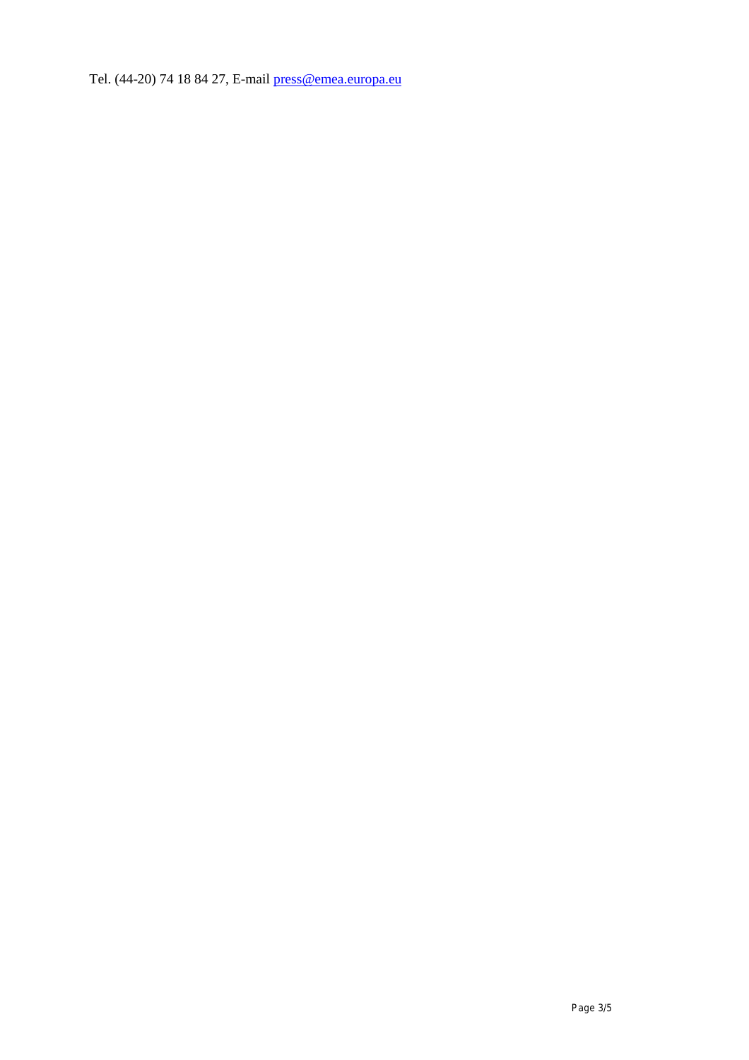Tel. (44-20) 74 18 84 27, E-mail [press@emea.europa.eu](mailto:press@emea.europa.eu)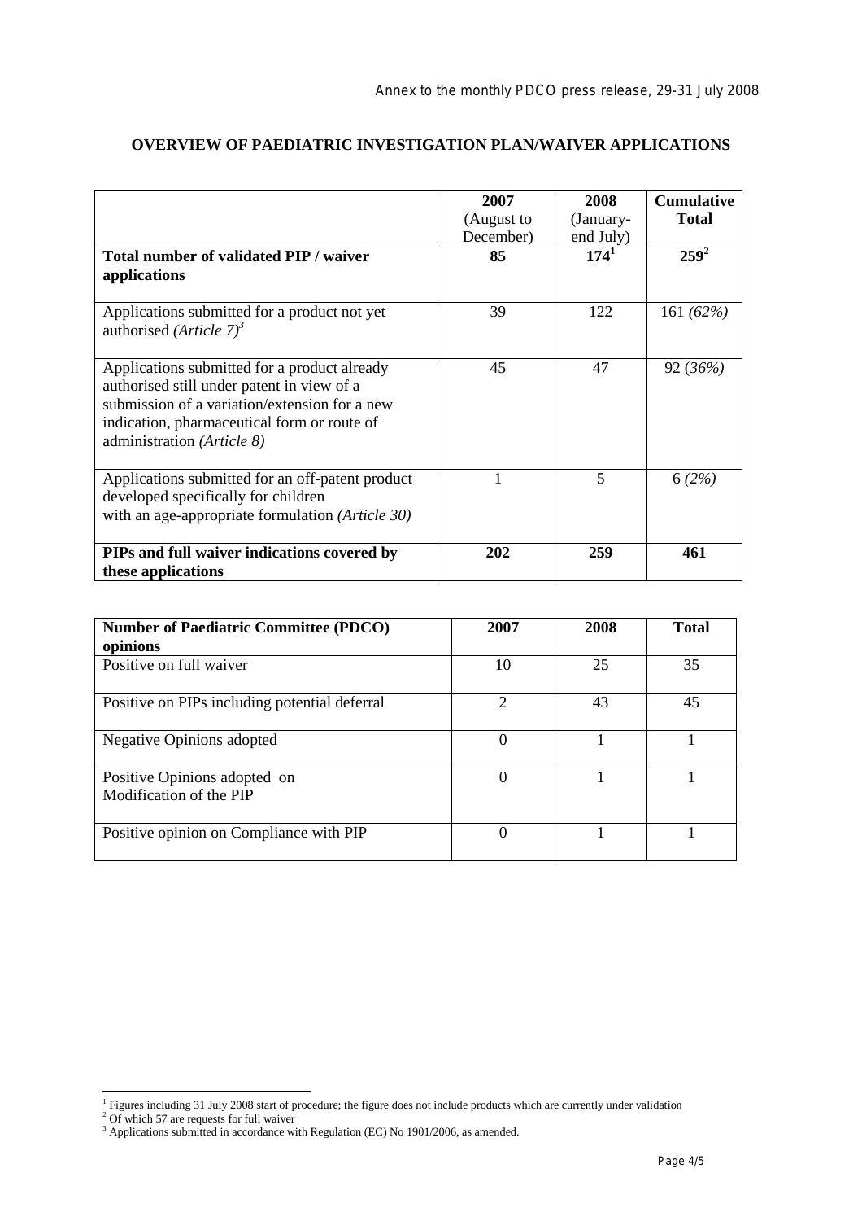Annex to the monthly PDCO press release, 29-31 July 2008

## OVERVIEW OF PAEDIATRIC INVESTIGATION PLAN/WAIVER APPLICATIONS

| | 2007 (August to December) | 2008 (January-end July) | Cumulative Total |
|---|---|---|---|
| **Total number of validated PIP / waiver applications** | **85** | **174**[1] | **259**[2] |
| Applications submitted for a product not yet authorised *(Article 7)*[3] | 39 | 122 | 161 *(62%)* |
| Applications submitted for a product already authorised still under patent in view of a submission of a variation/extension for a new indication, pharmaceutical form or route of administration *(Article 8)* | 45 | 47 | 92 (*36%)* |
| Applications submitted for an off-patent product developed specifically for children with an age-appropriate formulation *(Article 30)* | 1 | 5 | 6 *(2%)* |
| **PIPs and full waiver indications covered by these applications** | **202** | **259** | **461** |

| **Number of Paediatric Committee (PDCO) opinions** | **2007** | **2008** | **Total** |
|---|---|---|---|
| Positive on full waiver | 10 | 25 | 35 |
| Positive on PIPs including potential deferral | 2 | 43 | 45 |
| Negative Opinions adopted | 0 | 1 | 1 |
| Positive Opinions adopted on Modification of the PIP | 0 | 1 | 1 |
| Positive opinion on Compliance with PIP | 0 | 1 | 1 |

[1] Figures including 31 July 2008 start of procedure; the figure does not include products which are currently under validation
[2] Of which 57 are requests for full waiver
[3] Applications submitted in accordance with Regulation (EC) No 1901/2006, as amended.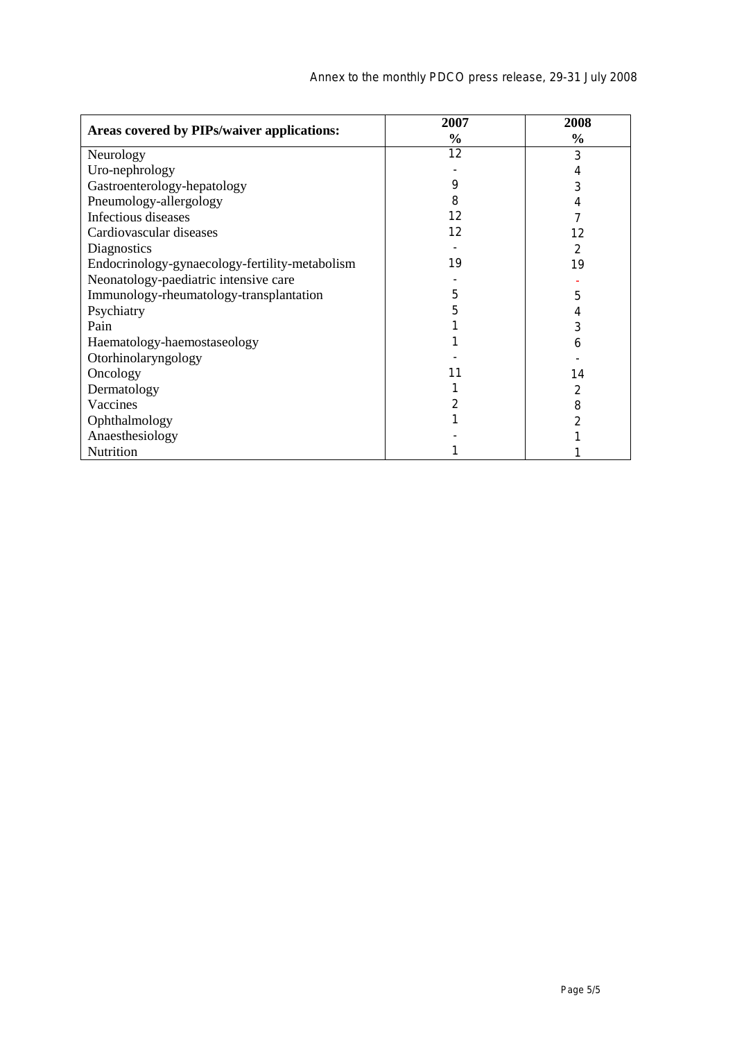| Areas covered by PIPs/waiver applications: | 2007 % | 2008 % |
|---|---|---|
| Neurology | 12 | 3 |
| Uro-nephrology | - | 4 |
| Gastroenterology-hepatology | 9 | 3 |
| Pneumology-allergology | 8 | 4 |
| Infectious diseases | 12 | 7 |
| Cardiovascular diseases | 12 | 12 |
| Diagnostics | - | 2 |
| Endocrinology-gynaecology-fertility-metabolism | 19 | 19 |
| Neonatology-paediatric intensive care | - | - |
| Immunology-rheumatology-transplantation | 5 | 5 |
| Psychiatry | 5 | 4 |
| Pain | 1 | 3 |
| Haematology-haemostaseology | 1 | 6 |
| Otorhinolaryngology | - | - |
| Oncology | 11 | 14 |
| Dermatology | 1 | 2 |
| Vaccines | 2 | 8 |
| Ophthalmology | 1 | 2 |
| Anaesthesiology | - | 1 |
| Nutrition | 1 | 1 |